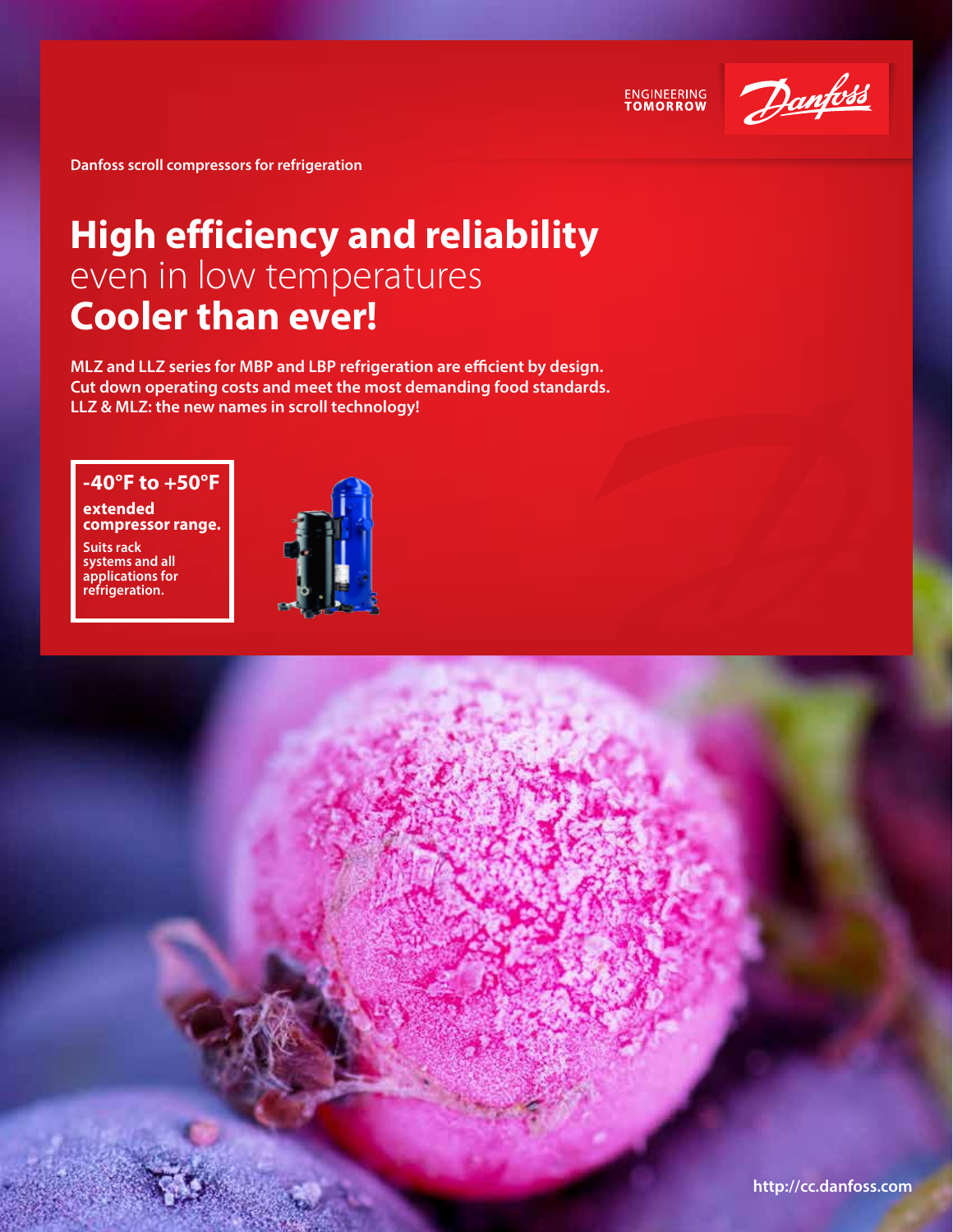ENGINEERING TOMORROW

Danfoss scroll compressors for refrigeration

# **High efficiency and reliability** even in low temperatures **Cooler than ever!**

**MLZ and LLZ series for MBP and LBP refrigeration are efficient by design. Cut down operating costs and meet the most demanding food standards. LLZ & MLZ: the new names in scroll technology!**

**-40°F to +50°F**

**extended compressor range.**

**Suits rack systems and all applications for refrigeration.**

http://cc.danfoss.com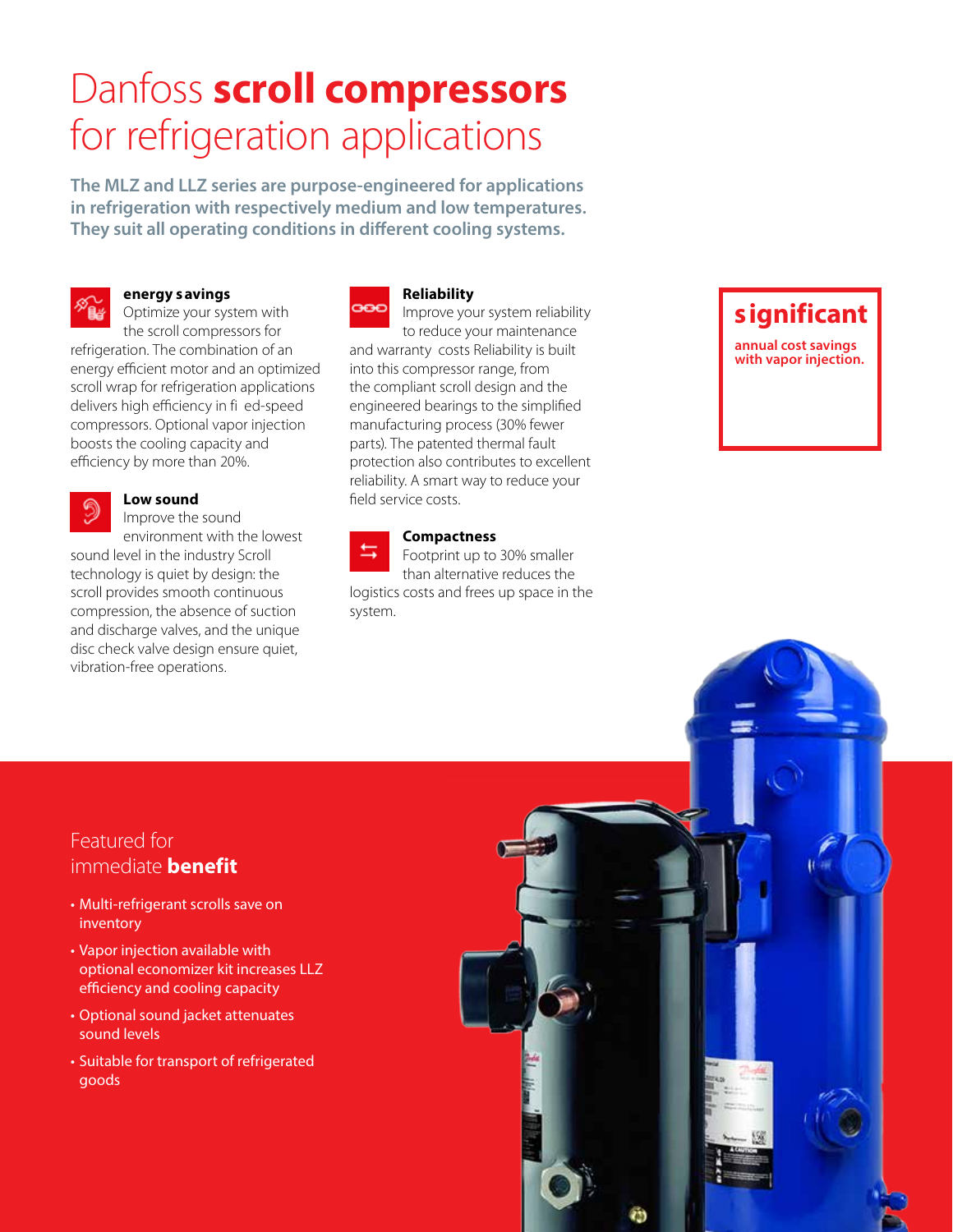# Danfoss **scroll compressors** for refrigeration applications

**The MLZ and LLZ series are purpose-engineered for applications in refrigeration with respectively medium and low temperatures. They suit all operating conditions in different cooling systems.**

### energy savings

Optimize your system with the scroll compressors for refrigeration. The combination of an energy efficient motor and an optimized scroll wrap for refrigeration applications delivers high efficiency in fi ed-speed compressors. Optional vapor injection boosts the cooling capacity and efficiency by more than 20%.

### Low sound

Improve the sound environment with the lowest sound level in the industry Scroll technology is quiet by design: the scroll provides smooth continuous compression, the absence of suction and discharge valves, and the unique disc check valve design ensure quiet, vibration-free operations.

### Reliability

Improve your system reliability to reduce your maintenance and warranty costs Reliability is built into this compressor range, from the compliant scroll design and the engineered bearings to the simplified manufacturing process (30% fewer parts). The patented thermal fault protection also contributes to excellent reliability. A smart way to reduce your field service costs.

### Compactness

Footprint up to 30% smaller than alternative reduces the logistics costs and frees up space in the system.

**significant**

**annual cost savings with vapor injection.**

## Featured for immediate **benefit**

- Multi-refrigerant scrolls save on inventory
- Vapor injection available with optional economizer kit increases LLZ efficiency and cooling capacity
- Optional sound jacket attenuates sound levels
- Suitable for transport of refrigerated goods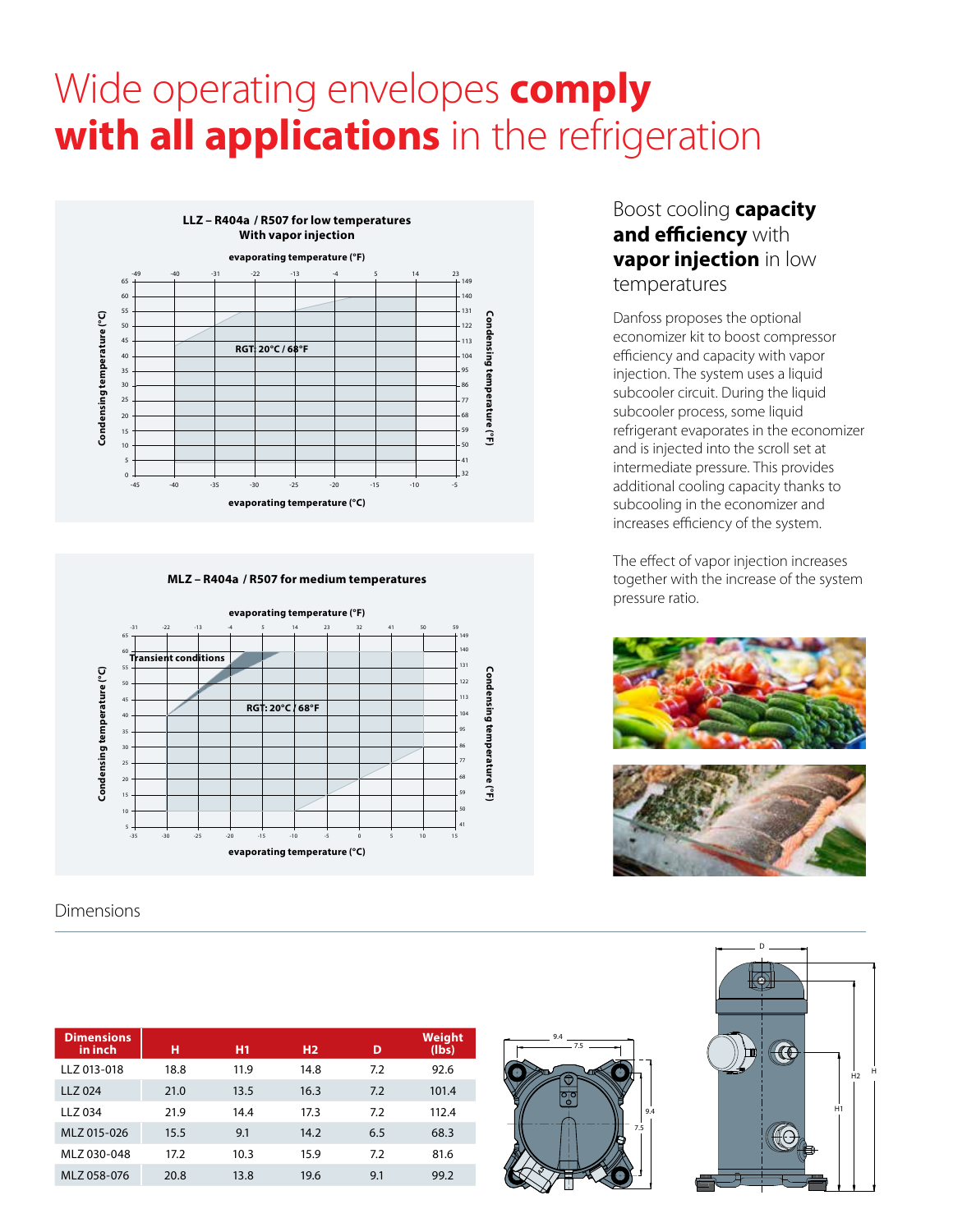# Wide operating envelopes **comply with all applications** in the refrigeration

**LLZ – R404a / R507 for low temperatures**
**With vapor injection**

evaporating temperature (°F)

RGT: 20°C / 68°F

evaporating temperature (°C)

Condensing temperature (°C)

Condensing temperature (°F)

**MLZ – R404a / R507 for medium temperatures**

evaporating temperature (°F)

Transient conditions

RGT: 20°C / 68°F

evaporating temperature (°C)

Condensing temperature (°C)

Condensing temperature (°F)

## Boost cooling **capacity and efficiency** with **vapor injection** in low temperatures

Danfoss proposes the optional economizer kit to boost compressor efficiency and capacity with vapor injection. The system uses a liquid subcooler circuit. During the liquid subcooler process, some liquid refrigerant evaporates in the economizer and is injected into the scroll set at intermediate pressure. This provides additional cooling capacity thanks to subcooling in the economizer and increases efficiency of the system.

The effect of vapor injection increases together with the increase of the system pressure ratio.

## Dimensions

| Dimensions in inch | H | H1 | H2 | D | Weight (lbs) |
|---|---|---|---|---|---|
| LLZ 013-018 | 18.8 | 11.9 | 14.8 | 7.2 | 92.6 |
| LLZ 024 | 21.0 | 13.5 | 16.3 | 7.2 | 101.4 |
| LLZ 034 | 21.9 | 14.4 | 17.3 | 7.2 | 112.4 |
| MLZ 015-026 | 15.5 | 9.1 | 14.2 | 6.5 | 68.3 |
| MLZ 030-048 | 17.2 | 10.3 | 15.9 | 7.2 | 81.6 |
| MLZ 058-076 | 20.8 | 13.8 | 19.6 | 9.1 | 99.2 |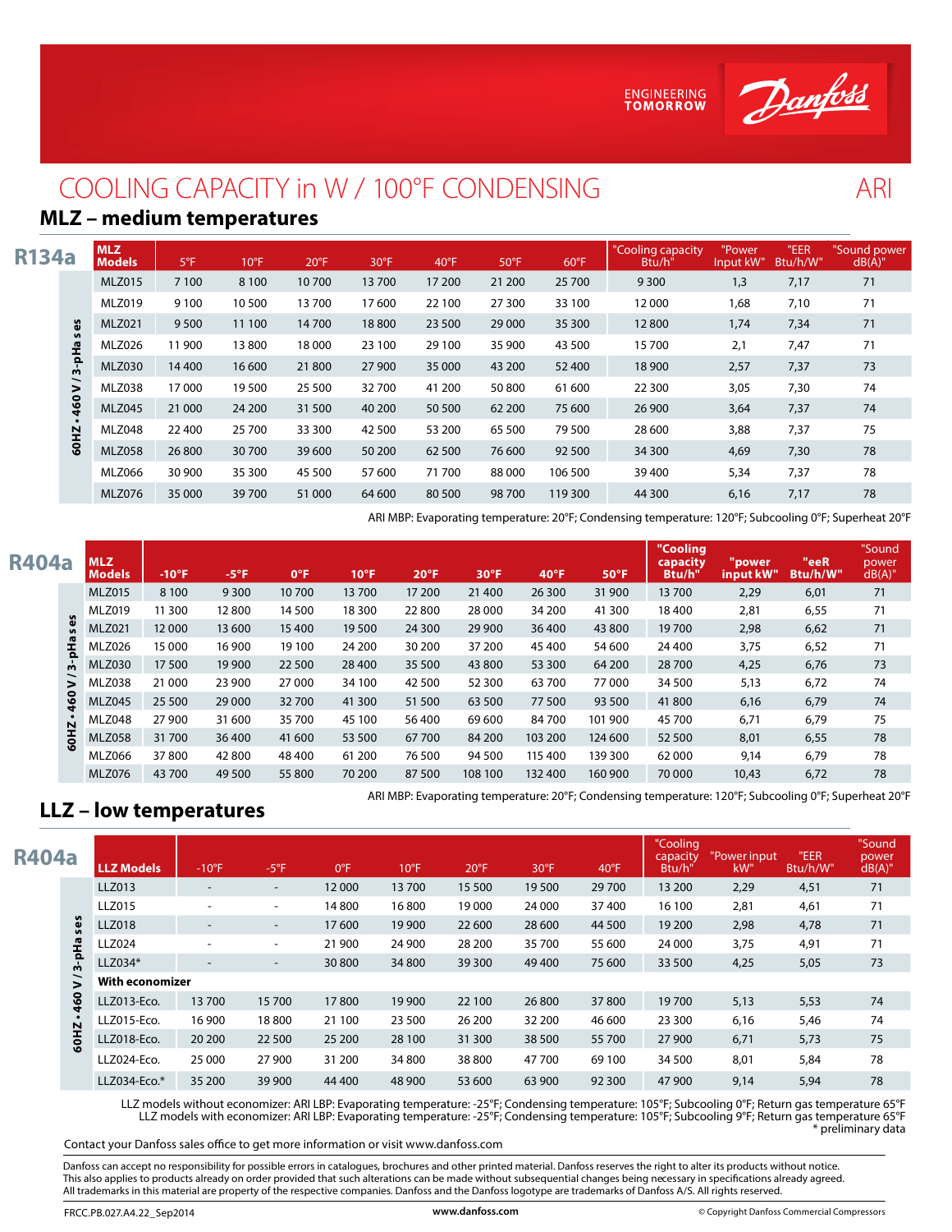ENGINEERING TOMORROW

Danfoss

# COOLING CAPACITY in W / 100°F CONDENSING

ARI

## MLZ – medium temperatures

**R134a** — 60HZ • 460 V / 3-pHases

| MLZ Models | 5°F | 10°F | 20°F | 30°F | 40°F | 50°F | 60°F | "Cooling capacity Btu/h" | "Power Input kW" | "EER Btu/h/W" | "Sound power dB(A)" |
|---|---|---|---|---|---|---|---|---|---|---|---|
| MLZ015 | 7 100 | 8 100 | 10 700 | 13 700 | 17 200 | 21 200 | 25 700 | 9 300 | 1,3 | 7,17 | 71 |
| MLZ019 | 9 100 | 10 500 | 13 700 | 17 600 | 22 100 | 27 300 | 33 100 | 12 000 | 1,68 | 7,10 | 71 |
| MLZ021 | 9 500 | 11 100 | 14 700 | 18 800 | 23 500 | 29 000 | 35 300 | 12 800 | 1,74 | 7,34 | 71 |
| MLZ026 | 11 900 | 13 800 | 18 000 | 23 100 | 29 100 | 35 900 | 43 500 | 15 700 | 2,1 | 7,47 | 71 |
| MLZ030 | 14 400 | 16 600 | 21 800 | 27 900 | 35 000 | 43 200 | 52 400 | 18 900 | 2,57 | 7,37 | 73 |
| MLZ038 | 17 000 | 19 500 | 25 500 | 32 700 | 41 200 | 50 800 | 61 600 | 22 300 | 3,05 | 7,30 | 74 |
| MLZ045 | 21 000 | 24 200 | 31 500 | 40 200 | 50 500 | 62 200 | 75 600 | 26 900 | 3,64 | 7,37 | 74 |
| MLZ048 | 22 400 | 25 700 | 33 300 | 42 500 | 53 200 | 65 500 | 79 500 | 28 600 | 3,88 | 7,37 | 75 |
| MLZ058 | 26 800 | 30 700 | 39 600 | 50 200 | 62 500 | 76 600 | 92 500 | 34 300 | 4,69 | 7,30 | 78 |
| MLZ066 | 30 900 | 35 300 | 45 500 | 57 600 | 71 700 | 88 000 | 106 500 | 39 400 | 5,34 | 7,37 | 78 |
| MLZ076 | 35 000 | 39 700 | 51 000 | 64 600 | 80 500 | 98 700 | 119 300 | 44 300 | 6,16 | 7,17 | 78 |

ARI MBP: Evaporating temperature: 20°F; Condensing temperature: 120°F; Subcooling 0°F; Superheat 20°F

**R404a** — 60HZ • 460 V / 3-pHases

| MLZ Models | -10°F | -5°F | 0°F | 10°F | 20°F | 30°F | 40°F | 50°F | "Cooling capacity Btu/h" | "power input kW" | "eeR Btu/h/W" | "Sound power dB(A)" |
|---|---|---|---|---|---|---|---|---|---|---|---|---|
| MLZ015 | 8 100 | 9 300 | 10 700 | 13 700 | 17 200 | 21 400 | 26 300 | 31 900 | 13 700 | 2,29 | 6,01 | 71 |
| MLZ019 | 11 300 | 12 800 | 14 500 | 18 300 | 22 800 | 28 000 | 34 200 | 41 300 | 18 400 | 2,81 | 6,55 | 71 |
| MLZ021 | 12 000 | 13 600 | 15 400 | 19 500 | 24 300 | 29 900 | 36 400 | 43 800 | 19 700 | 2,98 | 6,62 | 71 |
| MLZ026 | 15 000 | 16 900 | 19 100 | 24 200 | 30 200 | 37 200 | 45 400 | 54 600 | 24 400 | 3,75 | 6,52 | 71 |
| MLZ030 | 17 500 | 19 900 | 22 500 | 28 400 | 35 500 | 43 800 | 53 300 | 64 200 | 28 700 | 4,25 | 6,76 | 73 |
| MLZ038 | 21 000 | 23 900 | 27 000 | 34 100 | 42 500 | 52 300 | 63 700 | 77 000 | 34 500 | 5,13 | 6,72 | 74 |
| MLZ045 | 25 500 | 29 000 | 32 700 | 41 300 | 51 500 | 63 500 | 77 500 | 93 500 | 41 800 | 6,16 | 6,79 | 74 |
| MLZ048 | 27 900 | 31 600 | 35 700 | 45 100 | 56 400 | 69 600 | 84 700 | 101 900 | 45 700 | 6,71 | 6,79 | 75 |
| MLZ058 | 31 700 | 36 400 | 41 600 | 53 500 | 67 700 | 84 200 | 103 200 | 124 600 | 52 500 | 8,01 | 6,55 | 78 |
| MLZ066 | 37 800 | 42 800 | 48 400 | 61 200 | 76 500 | 94 500 | 115 400 | 139 300 | 62 000 | 9,14 | 6,79 | 78 |
| MLZ076 | 43 700 | 49 500 | 55 800 | 70 200 | 87 500 | 108 100 | 132 400 | 160 900 | 70 000 | 10,43 | 6,72 | 78 |

ARI MBP: Evaporating temperature: 20°F; Condensing temperature: 120°F; Subcooling 0°F; Superheat 20°F

## LLZ – low temperatures

**R404a** — 60HZ • 460 V / 3-pHases

| LLZ Models | -10°F | -5°F | 0°F | 10°F | 20°F | 30°F | 40°F | "Cooling capacity Btu/h" | "Power input kW" | "EER Btu/h/W" | "Sound power dB(A)" |
|---|---|---|---|---|---|---|---|---|---|---|---|
| LLZ013 | - | - | 12 000 | 13 700 | 15 500 | 19 500 | 29 700 | 13 200 | 2,29 | 4,51 | 71 |
| LLZ015 | - | - | 14 800 | 16 800 | 19 000 | 24 000 | 37 400 | 16 100 | 2,81 | 4,61 | 71 |
| LLZ018 | - | - | 17 600 | 19 900 | 22 600 | 28 600 | 44 500 | 19 200 | 2,98 | 4,78 | 71 |
| LLZ024 | - | - | 21 900 | 24 900 | 28 200 | 35 700 | 55 600 | 24 000 | 3,75 | 4,91 | 71 |
| LLZ034* | - | - | 30 800 | 34 800 | 39 300 | 49 400 | 75 600 | 33 500 | 4,25 | 5,05 | 73 |
| **With economizer** | | | | | | | | | | | |
| LLZ013-Eco. | 13 700 | 15 700 | 17 800 | 19 900 | 22 100 | 26 800 | 37 800 | 19 700 | 5,13 | 5,53 | 74 |
| LLZ015-Eco. | 16 900 | 18 800 | 21 100 | 23 500 | 26 200 | 32 200 | 46 600 | 23 300 | 6,16 | 5,46 | 74 |
| LLZ018-Eco. | 20 200 | 22 500 | 25 200 | 28 100 | 31 300 | 38 500 | 55 700 | 27 900 | 6,71 | 5,73 | 75 |
| LLZ024-Eco. | 25 000 | 27 900 | 31 200 | 34 800 | 38 800 | 47 700 | 69 100 | 34 500 | 8,01 | 5,84 | 78 |
| LLZ034-Eco.* | 35 200 | 39 900 | 44 400 | 48 900 | 53 600 | 63 900 | 92 300 | 47 900 | 9,14 | 5,94 | 78 |

LLZ models without economizer: ARI LBP: Evaporating temperature: -25°F; Condensing temperature: 105°F; Subcooling 0°F; Return gas temperature 65°F
LLZ models with economizer: ARI LBP: Evaporating temperature: -25°F; Condensing temperature: 105°F; Subcooling 9°F; Return gas temperature 65°F
* preliminary data

Contact your Danfoss sales office to get more information or visit www.danfoss.com

Danfoss can accept no responsibility for possible errors in catalogues, brochures and other printed material. Danfoss reserves the right to alter its products without notice. This also applies to products already on order provided that such alterations can be made without subsequential changes being necessary in specifications already agreed. All trademarks in this material are property of the respective companies. Danfoss and the Danfoss logotype are trademarks of Danfoss A/S. All rights reserved.

FRCC.PB.027.A4.22_Sep2014 www.danfoss.com © Copyright Danfoss Commercial Compressors